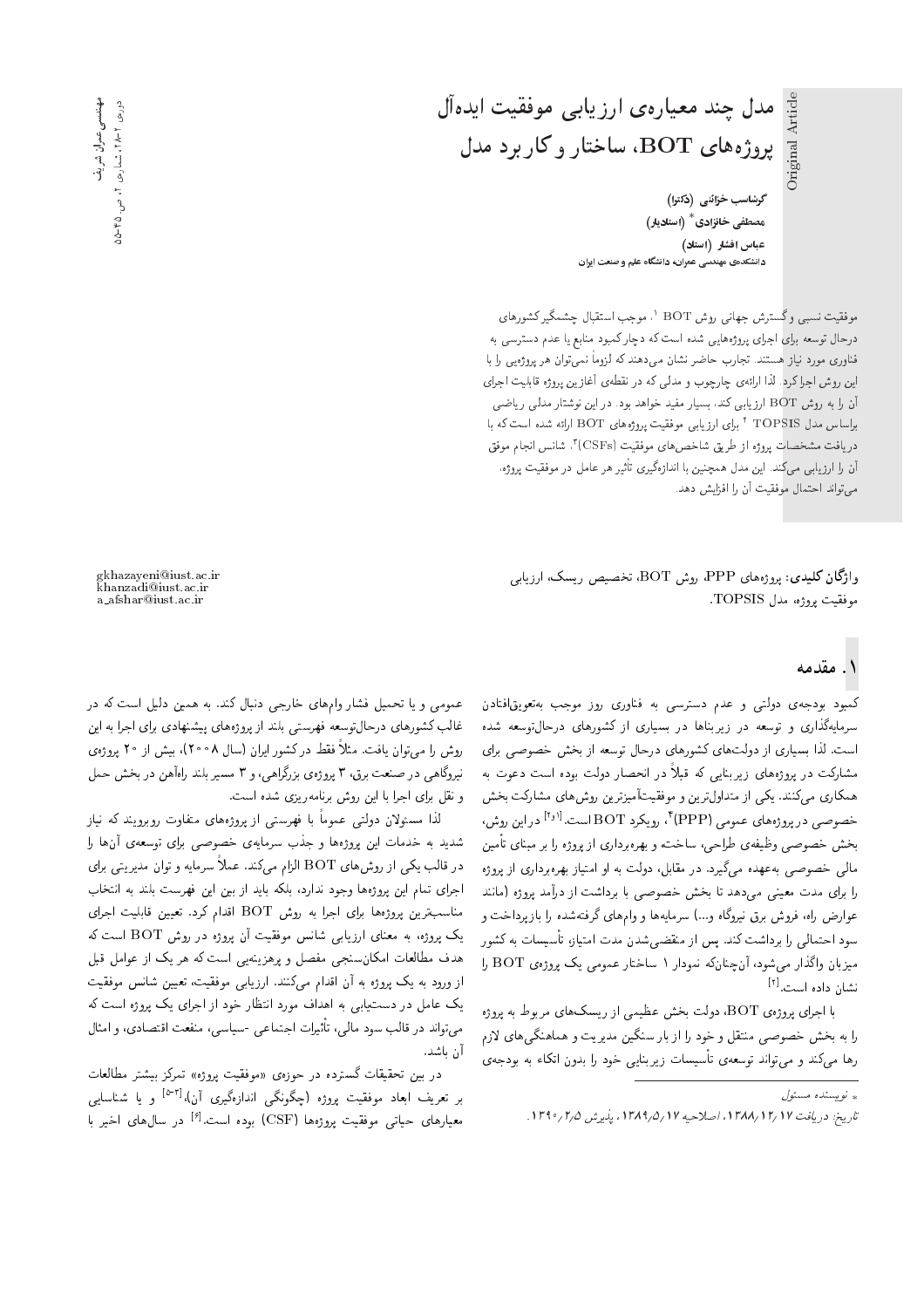# مدل چند معیاره‌ی ارزیابی موفقیت ایده‌آل پروژه‌های BOT، ساختار و کاربرد مدل

**گرشاسب خزائنی (دکترا)**
**مصطفی خانزادی* (استادیار)**
**عباس افشار (استاد)**
**دانشکده‌ی مهندسی عمران، دانشگاه علم و صنعت ایران**

موفقیت نسبی و گسترش جهانی روش BOT [۱]، موجب استقبال چشمگیر کشورهای درحال توسعه برای اجرای پروژه‌هایی شده است که دچار کمبود منابع یا عدم دسترسی به فناوری مورد نیاز هستند. تجارب حاضر نشان می‌دهند که لزوماً نمی‌توان هر پروژه‌یی را با این روش اجرا کرد. لذا ارائه‌ی چارچوب و مدلی که در نقطه‌ی آغازین پروژه قابلیت اجرای آن را به روش BOT ارزیابی کند، بسیار مفید خواهد بود. در این نوشتار مدلی ریاضی براساس مدل TOPSIS [۲] برای ارزیابی موفقیت پروژه‌های BOT ارائه شده است که با دریافت مشخصات پروژه از طریق شاخص‌های موفقیت (CSFs)[۳]، شانس انجام موفق آن را ارزیابی می‌کند. این مدل همچنین با اندازه‌گیری تأثیر هر عامل در موفقیت پروژه، می‌تواند احتمال موفقیت آن را افزایش دهد.

**واژگان کلیدی:** پروژه‌های PPP، روش BOT، تخصیص ریسک، ارزیابی موفقیت پروژه، مدل TOPSIS.

gkhazayeni@iust.ac.ir
khanzadi@iust.ac.ir
a_afshar@iust.ac.ir

## ۱. مقدمه

کمبود بودجه‌ی دولتی و عدم دسترسی به فناوری روز موجب به‌تعویق‌افتادن سرمایه‌گذاری و توسعه در زیربناها در بسیاری از کشورهای درحال‌توسعه شده است. لذا بسیاری از دولت‌های کشورهای درحال توسعه برای مشارکت در پروژه‌های زیربنایی که قبلاً در انحصار دولت بوده است دعوت به همکاری می‌کنند. یکی از متداول‌ترین و موفقیت‌آمیزترین روش‌های مشارکت بخش خصوصی در پروژه‌های عمومی (PPP)[۴]، رویکرد BOT است.[۱و۲] در این روش، بخش خصوصی وظیفه‌ی طراحی، ساخت و بهره‌برداری از پروژه را بر مبنای تأمین مالی خصوصی به‌عهده می‌گیرد. در مقابل، دولت به او امتیاز بهره‌برداری از پروژه را برای مدت معینی می‌دهد تا بخش خصوصی با برداشت از درآمد پروژه (مانند عوارض راه، فروش برق نیروگاه و...) سرمایه‌ها و وام‌های گرفته‌شده را بازپرداخت و سود احتمالی را برداشت کند. پس از منقضی‌شدن مدت امتیاز، تأسیسات به کشور میزبان واگذار می‌شود، آن‌چنانکه نمودار ۱ ساختار عمومی یک پروژه‌ی BOT را نشان داده است.[۲]

با اجرای پروژه‌ی BOT، دولت بخش عظیمی از ریسک‌های مربوط به پروژه را به بخش خصوصی منتقل و خود را از بار سنگین مدیریت و هماهنگی‌های لازم رها می‌کند و می‌تواند توسعه‌ی تأسیسات زیربنایی خود را بدون اتکاء به بودجه‌ی عمومی و یا تحمیل فشار وام‌های خارجی دنبال کند. به همین دلیل است که در غالب کشورهای درحال‌توسعه فهرستی بلند از پروژه‌های پیشنهادی برای اجرا به این روش را می‌توان یافت. مثلاً فقط در کشور ایران (سال ۲۰۰۸)، بیش از ۲۰ پروژه‌ی نیروگاهی در صنعت برق، ۳ پروژه‌ی بزرگراهی، و ۳ مسیر بلند راه‌آهن در بخش حمل و نقل برای اجرا با این روش برنامه‌ریزی شده است.

لذا مسئولان دولتی عموماً با فهرستی از پروژه‌های متفاوت روبرویند که نیاز شدید به خدمات این پروژه‌ها و جذب سرمایه‌ی خصوصی برای توسعه‌ی آن‌ها را در قالب یکی از روش‌های BOT الزام می‌کند. عملاً سرمایه و توان مدیریتی برای اجرای تمام این پروژه‌ها وجود ندارد، بلکه باید از بین این فهرست بلند به انتخاب مناسب‌ترین پروژه‌ها برای اجرا به روش BOT اقدام کرد. تعیین قابلیت اجرای یک پروژه، به معنای ارزیابی شانس موفقیت آن پروژه در روش BOT است که هدف مطالعات امکان‌سنجی مفصل و پرهزینه‌یی است که هر یک از عوامل قبل از ورود به یک پروژه به آن اقدام می‌کنند. ارزیابی موفقیت، تعیین شانس موفقیت یک عامل در دستیابی به اهداف مورد انتظار خود از اجرای یک پروژه است که می‌تواند در قالب سود مالی، تأثیرات اجتماعی -سیاسی، منفعت اقتصادی، و امثال آن باشد.

در بین تحقیقات گسترده در حوزه‌ی «موفقیت پروژه» تمرکز بیشتر مطالعات بر تعریف ابعاد موفقیت پروژه (چگونگی اندازه‌گیری آن)،[۳-۵] و یا شناسایی معیارهای حیاتی موفقیت پروژه‌ها (CSF) بوده است.[۶] در سال‌های اخیر با

* نویسنده مسئول

تاریخ: دریافت ۱۳۸۸/۱۲/۱۷، اصلاحیه ۱۳۸۹/۵/۱۷، پذیرش ۱۳۹۰/۲/۵.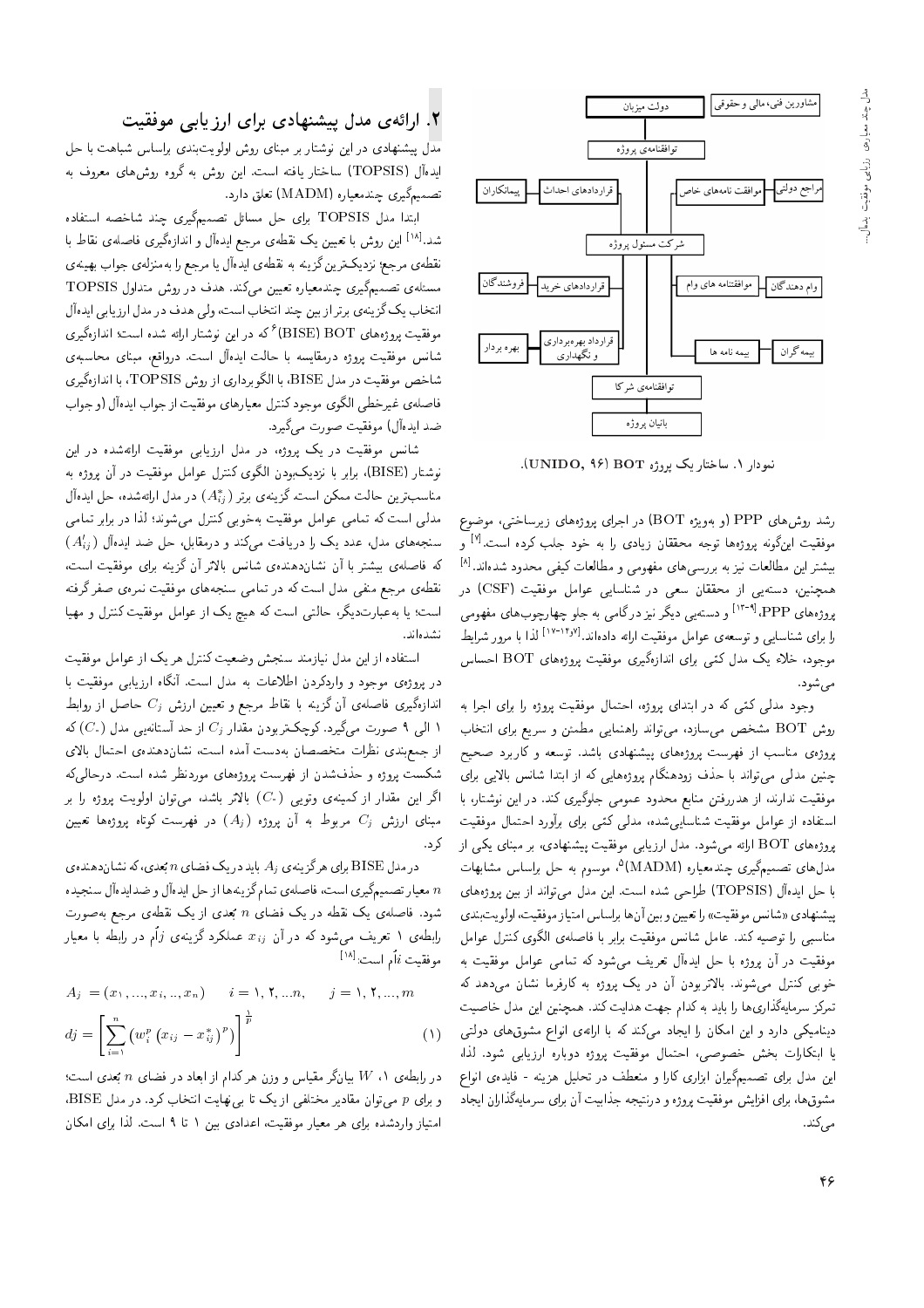نمودار ۱. ساختار یک پروژه BOT (UNIDO, 96).

رشد روش‌های PPP (و به‌ویژه BOT) در اجرای پروژه‌های زیرساختی، موضوع موفقیت این‌گونه پروژه‌ها توجه محققان زیادی را به خود جلب کرده است.[7] و بیشتر این مطالعات نیز به بررسی‌های مفهومی و مطالعات کیفی محدود شده‌اند.[8] همچنین، دسته‌یی از محققان سعی در شناسایی عوامل موفقیت (CSF) در پروژه‌های PPP،[9-13] و دسته‌یی دیگر نیز درگامی به جلو چهارچوب‌های مفهومی را برای شناسایی و توسعه‌ی عوامل موفقیت ارائه داده‌اند.[14-17و7] لذا با مرور شرایط موجود، خلاء یک مدل کمّی برای اندازه‌گیری موفقیت پروژه‌های BOT احساس می‌شود.

وجود مدلی کمّی که در ابتدای پروژه، احتمال موفقیت پروژه را برای اجرا به روش BOT مشخص می‌سازد، می‌تواند راهنمایی مطمئن و سریع برای انتخاب پروژه‌ی مناسب از فهرست پروژه‌های پیشنهادی باشد. توسعه و کاربرد صحیح چنین مدلی می‌تواند با حذف زودهنگام پروژه‌هایی که از ابتدا شانس بالایی برای موفقیت ندارند، از هدررفتن منابع محدود عمومی جلوگیری کند. در این نوشتار، با استفاده از عوامل موفقیت شناسایی‌شده، مدلی کمّی برای برآورد احتمال موفقیت پروژه‌های BOT ارائه می‌شود. مدل ارزیابی موفقیت پیشنهادی، بر مبنای یکی از مدل‌های تصمیم‌گیری چندمعیاره (MADM)[5]، موسوم به حل براساس مشابهات با حل ایده‌آل (TOPSIS) طراحی شده است. این مدل می‌تواند از بین پروژه‌های پیشنهادی «شانس موفقیت» را تعیین و بین آن‌ها براساس امتیاز موفقیت، اولویت‌بندی مناسبی را توصیه کند. عامل شانس موفقیت برابر با فاصله‌ی الگوی کنترل عوامل موفقیت در آن پروژه با حل ایده‌آل تعریف می‌شود که تمامی عوامل موفقیت به خوبی کنترل می‌شوند. بالاتربودن آن در یک پروژه به کارفرما نشان می‌دهد که تمرکز سرمایه‌گذاری‌ها را باید به کدام جهت هدایت کند. همچنین این مدل خاصیت دینامیکی دارد و این امکان را ایجاد می‌کند که با ارائه‌ی انواع مشوق‌های دولتی یا ابتکارات بخش خصوصی، احتمال موفقیت پروژه دوباره ارزیابی شود. لذا، این مدل برای تصمیم‌گیران ابزاری کارا و منعطف در تحلیل هزینه - فایده‌ی انواع مشوق‌ها، برای افزایش موفقیت پروژه و درنتیجه جذابیت آن برای سرمایه‌گذاران ایجاد می‌کند.

## ۲. ارائه‌ی مدل پیشنهادی برای ارزیابی موفقیت

مدل پیشنهادی در این نوشتار بر مبنای روش اولویت‌بندی براساس شباهت با حل ایده‌آل (TOPSIS) ساختار یافته است. این روش به گروه روش‌های معروف به تصمیم‌گیری چندمعیاره (MADM) تعلق دارد.

ابتدا مدل TOPSIS برای حل مسائل تصمیم‌گیری چند شاخصه استفاده شد.[18] این روش با تعیین یک نقطه‌ی مرجع ایده‌آل و اندازه‌گیری فاصله‌ی نقاط با نقطه‌ی مرجع، نزدیک‌ترین گزینه به نقطه‌ی ایده‌آل یا مرجع را به‌منزله‌ی جواب بهینه‌ی مسئله‌ی تصمیم‌گیری چندمعیاره تعیین می‌کند. هدف در روش متداول TOPSIS انتخاب یک گزینه‌ی برتر از بین چند انتخاب است، ولی هدف در مدل ارزیابی ایده‌آل موفقیت پروژه‌های BOT (BISE)[6] که در این نوشتار ارائه شده است؛ اندازه‌گیری شانس موفقیت پروژه درمقایسه با حالت ایده‌آل است. درواقع، مبنای محاسبه‌ی شاخص موفقیت در مدل BISE، با الگوبرداری از روش TOPSIS، با اندازه‌گیری فاصله‌ی غیرخطی الگوی موجود کنترل معیارهای موفقیت از جواب ایده‌آل (و جواب ضد ایده‌آل) موفقیت صورت می‌گیرد.

شانس موفقیت در یک پروژه، در مدل ارزیابی موفقیت ارائه‌شده در این نوشتار (BISE)، برابر با نزدیک‌بودن الگوی کنترل عوامل موفقیت در آن پروژه به مناسب‌ترین حالت ممکن است. گزینه‌ی برتر ($A^*_{ij}$) در مدل ارائه‌شده، حل ایده‌آل مدلی است که تمامی عوامل موفقیت به‌خوبی کنترل می‌شوند؛ لذا در برابر تمامی سنجه‌های مدل، عدد یک را دریافت می‌کند و درمقابل، حل ضد ایده‌آل ($A'_{ij}$) که فاصله‌ی بیشتر با آن نشان‌دهنده‌ی شانس بالاتر آن گزینه برای موفقیت است، نقطه‌ی مرجع منفی مدل است که در تمامی سنجه‌های موفقیت نمره‌ی صفر گرفته است؛ یا به‌عبارت‌دیگر، حالتی است که هیچ یک از عوامل موفقیت کنترل و مهیا نشده‌اند.

استفاده از این مدل نیازمند سنجش وضعیت کنترل هر یک از عوامل موفقیت در پروژه‌ی موجود و واردکردن اطلاعات به مدل است. آنگاه ارزیابی موفقیت با اندازه‌گیری فاصله‌ی آن گزینه با نقاط مرجع و تعیین ارزش $C_j$ حاصل از روابط ۱ الی ۹ صورت می‌گیرد. کوچک‌تربودن مقدار $C_j$ از حد آستانه‌یی مدل ($C_*$) که از جمع‌بندی نظرات متخصصان به‌دست آمده است، نشان‌دهنده‌ی احتمال بالای شکست پروژه و حذف‌شدن از فهرست پروژه‌های موردنظر شده است. درحالی‌که اگر این مقدار از کمینه‌ی وتویی ($C_*$) بالاتر باشد، می‌توان اولویت پروژه را بر مبنای ارزش $C_j$ مربوط به آن پروژه ($A_j$) در فهرست کوتاه پروژه‌ها تعیین کرد.

در مدل BISE برای هرگزینه‌ی $A_j$ باید در یک فضای $n$ بعدی، که نشان‌دهنده‌ی $n$ معیار تصمیم‌گیری است، فاصله‌ی تمام گزینه‌ها از حل ایده‌آل و ضدایده‌آل سنجیده شود. فاصله‌ی یک نقطه در یک فضای $n$ بعدی از یک نقطه‌ی مرجع به‌صورت رابطه‌ی ۱ تعریف می‌شود که در آن $x_{ij}$ عملکرد گزینه‌ی $j$اُم در رابطه با معیار موفقیت $i$اُم است:[18]

$$A_j = (x_1, ..., x_i, .., x_n) \qquad i = 1, 2, ...n, \qquad j = 1, 2, ..., m$$

$$dj = \left[\sum_{i=1}^{n} \left(w_i^p \left(x_{ij} - x_{ij}^*\right)^p\right)\right]^{\frac{1}{p}} \tag{1}$$

در رابطه‌ی ۱، $W$ بیانگر مقیاس و وزن هر کدام از ابعاد در فضای $n$ بعدی است؛ و برای $p$ می‌توان مقادیر مختلفی از یک تا بی‌نهایت انتخاب کرد. در مدل BISE، امتیاز واردشده برای هر معیار موفقیت، اعدادی بین ۱ تا ۹ است. لذا برای امکان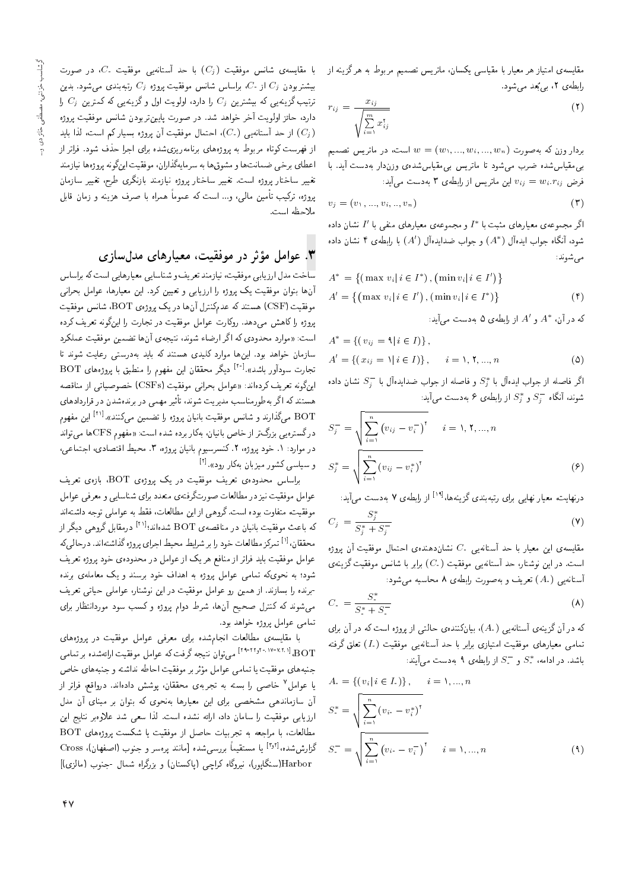مقایسه‌ی امتیاز هر معیار با مقیاسی یکسان، ماتریس تصمیم مربوط به هر گزینه از رابطه‌ی ۲، بی‌بُعد می‌شود.

$$r_{ij} = \frac{x_{ij}}{\sqrt{\sum_{i=1}^{m} x_{ij}^2}} \quad (2)$$

بردار وزن که به‌صورت $w = (w_1, ..., w_i, ..., w_n)$ است، در ماتریس تصمیم بی‌مقیاس‌شده ضرب می‌شود تا ماتریس بی‌مقیاس‌شده‌ی وزن‌دار به‌دست آید. با فرض $v_{ij} = w_i . r_{ij}$ این ماتریس از رابطه‌ی ۳ به‌دست می‌آید:

$$v_j = (v_1, ..., v_i, .., v_n) \quad (3)$$

اگر مجموعه‌ی معیارهای مثبت با $I^*$ و مجموعه‌ی معیارهای منفی با $I'$ نشان داده شود، آنگاه جواب ایده‌آل ($A^*$) و جواب ضدایده‌آل ($A'$) با رابطه‌ی ۴ نشان داده می‌شوند:

$$A^* = \{(\max v_i | i \in I^*), (\min v_i | i \in I')\}$$
$$A' = \{(\max v_i | i \in I'), (\min v_i | i \in I^*)\} \quad (4)$$

که در آن، $A^*$ و $A'$ از رابطه‌ی ۵ به‌دست می‌آید:

$$A^* = \{(v_{ij} = 9 | i \in I)\},$$
$$A' = \{(x_{ij} = 1 | i \in I)\}, \quad i = 1, 2, ..., n \quad (5)$$

اگر فاصله از جواب ایده‌آل با $S_j^*$ و فاصله از جواب ضدایده‌آل با $S_j^-$ نشان داده شوند، آنگاه $S_j^-$ و $S_j^*$ از رابطه‌ی ۶ به‌دست می‌آید:

$$S_j^- = \sqrt{\sum_{i=1}^{n} (v_{ij} - v_i^-)^2} \quad i = 1, 2, ..., n$$
$$S_j^* = \sqrt{\sum_{i=1}^{n} (v_{ij} - v_i^*)^2} \quad (6)$$

درنهایت معیار نهایی برای رتبه‌بندی گزینه‌ها،[19] از رابطه‌ی ۷ به‌دست می‌آید:

$$C_j = \frac{S_j^*}{S_j^* + S_j^-} \quad (7)$$

مقایسه‌ی این معیار با حد آستانه‌یی $C_0$ نشان‌دهنده‌ی احتمال موفقیت آن پروژه است. در این نوشتار، حد آستانه‌یی موفقیت ($C_0$) برابر با شانس موفقیت گزینه‌ی آستانه‌یی ($A_0$) تعریف و به‌صورت رابطه‌ی ۸ محاسبه می‌شود:

$$C_0 = \frac{S_0^*}{S_0^* + S_0^-} \quad (8)$$

که در آن گزینه‌ی آستانه‌یی ($A_0$)، بیان‌کننده‌ی حالتی از پروژه است که در آن برای تمامی معیارهای موفقیت امتیازی برابر با حد آستانه‌یی موفقیت ($I_0$) تعلق گرفته باشد. در ادامه، $S_0^*$ و $S_0^-$ از رابطه‌ی ۹ به‌دست می‌آیند:

$$A_0 = \{(v_i | i \in I_0)\}, \quad i = 1, ..., n$$
$$S_0^* = \sqrt{\sum_{i=1}^{n} (v_{i0} - v_i^*)^2}$$
$$S_0^- = \sqrt{\sum_{i=1}^{n} (v_{i0} - v_i^-)^2} \quad i = 1, ..., n \quad (9)$$

با مقایسه‌ی شانس موفقیت ($C_j$) با حد آستانه‌یی موفقیت $C_0$، در صورت بیشتربودن $C_j$ از $C_0$، براساس شانس موفقیت پروژه $C_j$ رتبه‌بندی می‌شود. بدین ترتیب گزینه‌یی که بیشترین $C_j$ را دارد، اولویت اول و گزینه‌یی که کمترین $C_j$ را دارد، حائز اولویت آخر خواهد شد. در صورت پایین‌تربودن شانس موفقیت پروژه ($C_j$) از حد آستانه‌یی ($C_0$)، احتمال موفقیت آن پروژه بسیار کم است، لذا باید از فهرست کوتاه مربوط به پروژه‌های برنامه‌ریزی‌شده برای اجرا حذف شود. فراتر از اعطای برخی ضمانت‌ها و مشوق‌ها به سرمایه‌گذاران، موفقیت این‌گونه پروژه‌ها نیازمند تغییر ساختار پروژه است. تغییر ساختار پروژه نیازمند بازنگری طرح، تغییر سازمان پروژه، ترکیب تأمین مالی، و... است که عموماً همراه با صرف هزینه و زمان قابل ملاحظه است.

## ۳. عوامل مؤثر در موفقیت، معیارهای مدل‌سازی

ساخت مدل ارزیابی موفقیت، نیازمند تعریف و شناسایی معیارهایی است که براساس آن‌ها بتوان موفقیت یک پروژه را ارزیابی و تعیین کرد. این معیارها، عوامل بحرانی موفقیت (CSF) هستند که عدم‌کنترل آن‌ها در یک پروژه‌ی BOT، شانس موفقیت پروژه را کاهش می‌دهد. روکارت عوامل موفقیت در تجارت را این‌گونه تعریف کرده است: «موارد محدودی که اگر ارضاء شوند، نتیجه‌ی آن‌ها تضمین موفقیت عملکرد سازمان خواهد بود. این‌ها موارد کلیدی هستند که باید به‌درستی رعایت شوند تا تجارت سودآور باشد».[20] دیگر محققان این مفهوم را منطبق با پروژه‌های BOT این‌گونه تعریف کرده‌اند: «عوامل بحرانی موفقیت (CSFs) خصوصیاتی از مناقصه هستند که اگر به‌طورمناسب مدیریت شوند، تأثیر مهمی در برنده‌شدن در قراردادهای BOT می‌گذارند و شانس موفقیت بانیان پروژه را تضمین می‌کنند».[21] این مفهوم در گستره‌یی بزرگ‌تر از خاص بانیان، به‌کار برده شده است: «مفهوم CFSها می‌تواند در موارد: ۱. خود پروژه، ۲. کنسرسیوم بانیان پروژه، ۳. محیط اقتصادی، اجتماعی، و سیاسی کشور میزبان به‌کار رود».[2]

براساس محدوده‌ی تعریف موفقیت در یک پروژه‌ی BOT، بازه‌ی تعریف عوامل موفقیت نیز در مطالعات صورت‌گرفته‌ی متعدد برای شناسایی و معرفی عوامل موفقیت متفاوت بوده است. گروهی از این مطالعات، فقط به عواملی توجه داشته‌اند که باعث موفقیت بانیان در مناقصه‌ی BOT شده‌اند؛[21] درمقابل گروهی دیگر از محققان،[1] تمرکز مطالعات خود را بر شرایط محیط اجرای پروژه گذاشته‌اند. درحالی‌که عوامل موفقیت باید فراتر از منافع هر یک از عوامل در محدوده‌ی خود پروژه تعریف شود؛ به نحوی‌که تمامی عوامل پروژه به اهداف خود برسند و یک معامله‌ی برنده -برنده را بسازند. از همین رو عوامل موفقیت در این نوشتار، عواملی حیاتی تعریف می‌شوند که کنترل صحیح آن‌ها، شرط دوام پروژه و کسب سود موردانتظار برای تمامی عوامل پروژه خواهد بود.

با مقایسه‌ی مطالعات انجام‌شده برای معرفی عوامل موفقیت در پروژه‌های BOT،[1,2,10-17,20,22-29] می‌توان نتیجه گرفت که عوامل موفقیت ارائه‌شده بر تمامی جنبه‌های موفقیت یا تمامی عوامل مؤثر بر موفقیت احاطه نداشته و جنبه‌های خاص یا عوامل[7] خاصی را بسته به تجربه‌ی محققان، پوشش داده‌اند. درواقع، فراتر از آن سازماندهی مشخصی برای این معیارها به‌نحوی که بتوان بر مبنای آن مدل ارزیابی موفقیت را سامان داد، ارائه نشده است. لذا سعی شد علاوه‌بر نتایج این مطالعات، با مراجعه به تجربیات حاصل از موفقیت یا شکست پروژه‌های BOT گزارش‌شده،[2,3] یا مستقیماً بررسی‌شده [مانند پروژه‌ی Cross Harbor (سنگاپور)، نیروگاه کراچی (پاکستان) و بزرگراه شمال -جنوب (مالزی)]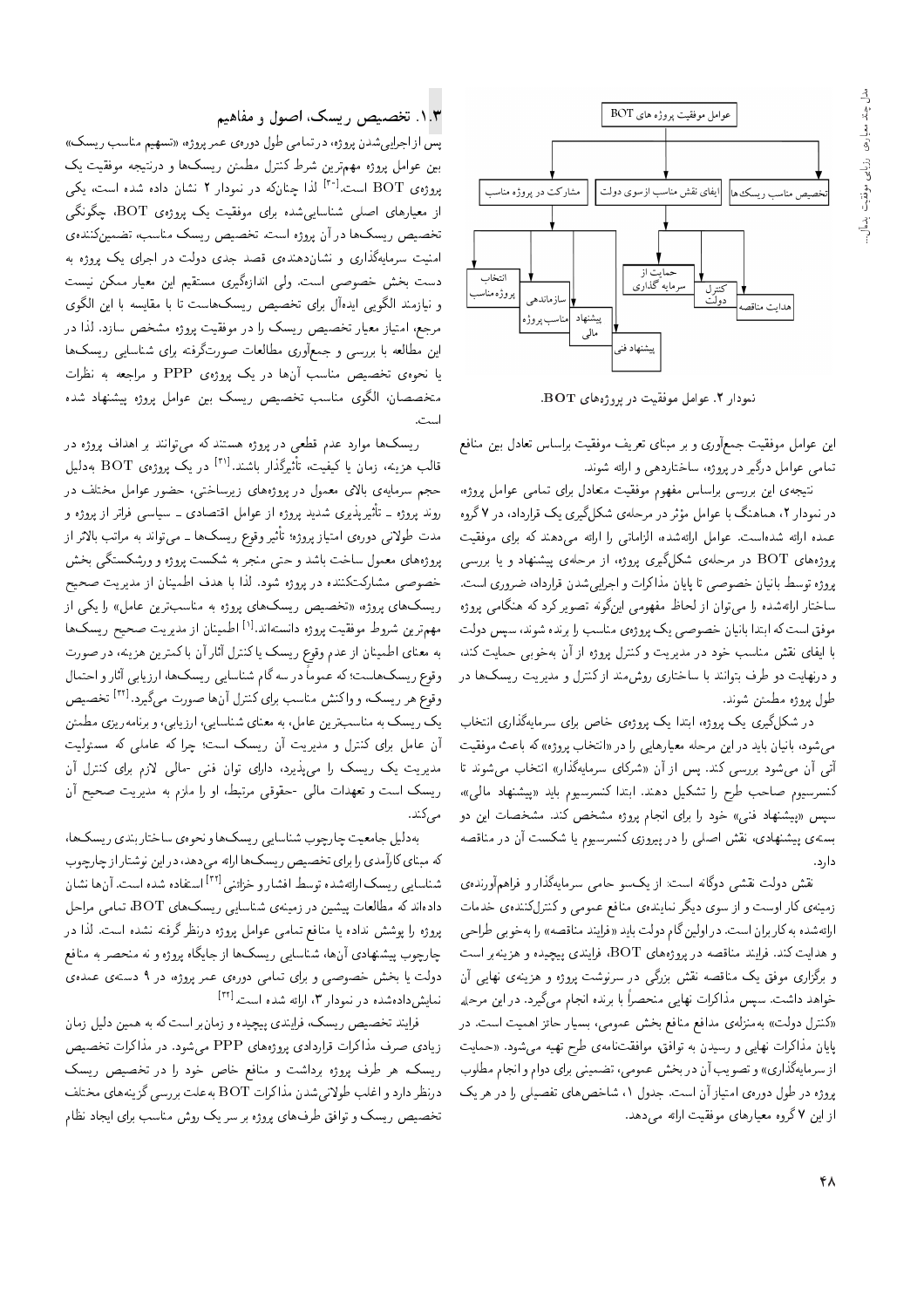عوامل موفقیت پروژه های BOT

- تخصیص مناسب ریسک‌ها
- ایفای نقش مناسب از سوی دولت
  - هدایت مناقصه
  - کنترل دولت
  - حمایت از سرمایه گذاری
- مشارکت در پروژه مناسب
  - انتخاب پروژه مناسب
  - سازماندهی مناسب پروژه
  - پیشنهاد مالی
  - پیشنهاد فنی

نمودار ۲. عوامل موفقیت در پروژه‌های BOT.

این عوامل موفقیت جمع‌آوری و بر مبنای تعریف موفقیت براساس تعادل بین منافع تمامی عوامل درگیر در پروژه، ساختاردهی و ارائه شوند.

نتیجه‌ی این بررسی براساس مفهوم موفقیت متعادل برای تمامی عوامل پروژه، در نمودار ۲، هماهنگ با عوامل مؤثر در مرحله‌ی شکل‌گیری یک قرارداد، در ۷ گروه عمده ارائه شده‌است. عوامل ارائه‌شده، الزاماتی را ارائه می‌دهند که برای موفقیت پروژه‌های BOT در مرحله‌ی شکل‌گیری پروژه، از مرحله‌ی پیشنهاد و یا بررسی پروژه توسط بانیان خصوصی تا پایان مذاکرات و اجرایی‌شدن قرارداد، ضروری است. ساختار ارائه‌شده را می‌توان از لحاظ مفهومی این‌گونه تصویر کرد که هنگامی پروژه موفق است که ابتدا بانیان خصوصی یک پروژه‌ی مناسب را برنده شوند، سپس دولت با ایفای نقش مناسب خود در مدیریت و کنترل پروژه از آن به‌خوبی حمایت کند، و درنهایت دو طرف بتوانند با ساختاری روش‌مند از کنترل و مدیریت ریسک‌ها در طول پروژه مطمئن شوند.

در شکل‌گیری یک پروژه، ابتدا یک پروژه‌ی خاص برای سرمایه‌گذاری انتخاب می‌شود، بانیان باید در این مرحله معیارهایی را در «انتخاب پروژه» که باعث موفقیت آتی آن می‌شود بررسی کنند. پس از آن «شرکای سرمایه‌گذار» انتخاب می‌شوند تا کنسرسیوم صاحب طرح را تشکیل دهند. ابتدا کنسرسیوم باید «پیشنهاد مالی» سپس «پیشنهاد فنی» خود را برای انجام پروژه مشخص کند. مشخصات این دو بسته‌ی پیشنهادی، نقش اصلی را در پیروزی کنسرسیوم یا شکست آن در مناقصه دارد.

نقش دولت نقشی دوگانه است: از یک‌سو حامی سرمایه‌گذار و فراهم‌آورنده‌ی زمینه‌ی کار اوست و از سوی دیگر نماینده‌ی منافع عمومی و کنترل‌کننده‌ی خدمات ارائه‌شده به کاربران است. در اولین گام دولت باید «فرایند مناقصه» را به‌خوبی طراحی و هدایت کند. فرایند مناقصه در پروژه‌های BOT، فرایندی پیچیده و هزینه‌بر است و برگزاری موفق یک مناقصه نقش بزرگی در سرنوشت پروژه و هزینه‌ی نهایی آن خواهد داشت. سپس مذاکرات نهایی منحصراً با برنده انجام می‌گیرد. در این مرحله «کنترل دولت» به‌منزله‌ی مدافع منافع بخش عمومی، بسیار حائز اهمیت است. در پایان مذاکرات نهایی و رسیدن به توافق، موافقت‌نامه‌ی طرح تهیه می‌شود. «حمایت از سرمایه‌گذاری» و تصویب آن در بخش عمومی، تضمینی برای دوام و انجام مطلوب پروژه در طول دوره‌ی امتیاز آن است. جدول ۱، شاخص‌های تفصیلی را در هر یک از این ۷ گروه معیارهای موفقیت ارائه می‌دهد.

## ۳.۱. تخصیص ریسک، اصول و مفاهیم

پس از اجرایی‌شدن پروژه، در تمامی طول دوره‌ی عمر پروژه، «تسهیم مناسب ریسک» بین عوامل پروژه مهم‌ترین شرط کنترل مطمئن ریسک‌ها و درنتیجه موفقیت یک پروژه‌ی BOT است.[۳۰] لذا چنان‌که در نمودار ۲ نشان داده شده است، یکی از معیارهای اصلی شناسایی‌شده برای موفقیت یک پروژه‌ی BOT، چگونگی تخصیص ریسک‌ها در آن پروژه است. تخصیص ریسک مناسب، تضمین‌کننده‌ی امنیت سرمایه‌گذاری و نشان‌دهنده‌ی قصد جدی دولت در اجرای یک پروژه به دست بخش خصوصی است. ولی اندازه‌گیری مستقیم این معیار ممکن نیست و نیازمند الگویی ایده‌آل برای تخصیص ریسک‌هاست تا با مقایسه با این الگوی مرجع، امتیاز معیار تخصیص ریسک را در موفقیت پروژه مشخص سازد. لذا در این مطالعه با بررسی و جمع‌آوری مطالعات صورت‌گرفته برای شناسایی ریسک‌ها با نحوه‌ی تخصیص مناسب آن‌ها در یک پروژه‌ی PPP و مراجعه به نظرات متخصصان، الگوی مناسب تخصیص ریسک بین عوامل پروژه پیشنهاد شده است.

ریسک‌ها موارد عدم قطعی در پروژه هستند که می‌توانند بر اهداف پروژه در قالب هزینه، زمان یا کیفیت، تأثیرگذار باشند.[۳۱] در یک پروژه‌ی BOT به‌دلیل حجم سرمایه‌ی بالای معمول در پروژه‌های زیرساختی، حضور عوامل مختلف در روند پروژه ــ تأثیرپذیری شدید پروژه از عوامل اقتصادی ــ سیاسی فراتر از پروژه و مدت طولانی دوره‌ی امتیاز پروژه؛ تأثیر وقوع ریسک‌ها ــ می‌تواند به مراتب بالاتر از پروژه‌های معمول ساخت باشد و حتی منجر به شکست پروژه و ورشکستگی بخش خصوصی مشارکت‌کننده در پروژه شود. لذا با هدف اطمینان از مدیریت صحیح ریسک‌های پروژه، «تخصیص ریسک‌های پروژه به مناسب‌ترین عامل» را یکی از مهم‌ترین شروط موفقیت پروژه دانسته‌اند.[۱] اطمینان از مدیریت صحیح ریسک‌ها به معنای اطمینان از عدم وقوع ریسک یا کنترل آثار آن با کمترین هزینه، در صورت وقوع ریسک‌هاست؛ که عموماً در سه گام شناسایی ریسک‌ها، ارزیابی آثار و احتمال وقوع هر ریسک، و واکنش مناسب برای کنترل آن‌ها صورت می‌گیرد.[۳۲] تخصیص یک ریسک به مناسب‌ترین عامل، به معنای شناسایی، ارزیابی، و برنامه‌ریزی مطمئن آن عامل برای کنترل و مدیریت آن ریسک است؛ چرا که عاملی که مسئولیت مدیریت یک ریسک را می‌پذیرد، دارای توان فنی ــمالی لازم برای کنترل آن ریسک است و تعهدات مالی ــحقوقی مرتبط، او را ملزم به مدیریت صحیح آن می‌کند.

به‌دلیل جامعیت چارچوب شناسایی ریسک‌ها و نحوه‌ی ساختاربندی ریسک‌ها، که مبنای کارآمدی را برای تخصیص ریسک‌ها ارائه می‌دهد، در این نوشتار از چارچوب شناسایی ریسک ارائه‌شده توسط افشار و خزائنی[۳۳] استفاده شده است. آن‌ها نشان داده‌اند که مطالعات پیشین در زمینه‌ی شناسایی ریسک‌های BOT، تمامی مراحل پروژه را پوشش نداده یا منافع تمامی عوامل پروژه درنظر گرفته نشده است. لذا در چارچوب پیشنهادی آن‌ها، شناسایی ریسک‌ها از جایگاه پروژه و نه منحصر به منافع دولت یا بخش خصوصی و برای تمامی دوره‌ی عمر پروژه، در ۹ دسته‌ی عمده‌ی نمایش‌داده‌شده در نمودار ۳، ارائه شده است.[۳۳]

فرایند تخصیص ریسک، فرایندی پیچیده و زمان‌بر است که به همین دلیل زمان زیادی صرف مذاکرات قراردادی پروژه‌های PPP می‌شود. در مذاکرات تخصیص ریسک، هر طرف پروژه برداشت و منافع خاص خود را در تخصیص ریسک درنظر دارد و اغلب طولانی‌شدن مذاکرات BOT به‌علت بررسی گزینه‌های مختلف تخصیص ریسک و توافق طرف‌های پروژه بر سر یک روش مناسب برای ایجاد نظام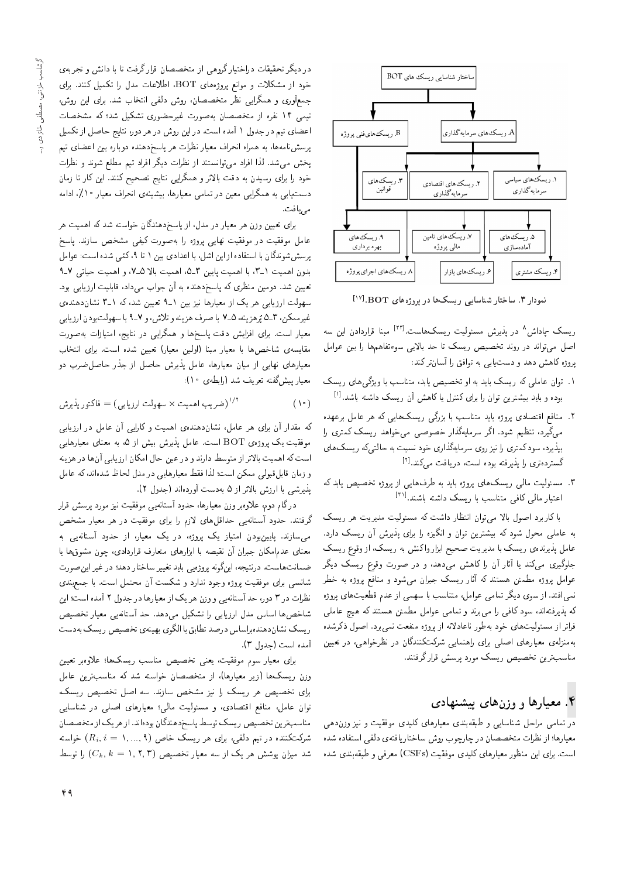ساختار شناسایی ریسک های BOT

A. ریسک‌های سرمایه‌گذاری

B. ریسک‌های فنی پروژه

۱. ریسک‌های سیاسی سرمایه‌گذاری

۲. ریسک‌های اقتصادی سرمایه‌گذاری

۳. ریسک‌های قوانین

۵. ریسک‌های آماده‌سازی

۷. ریسک‌های تامین مالی پروژه

۹. ریسک‌های بهره برداری

۴. ریسک مشتری

۶. ریسک‌های بازار

۸. ریسک‌های اجرای پروژه

نمودار ۳. ساختار شناسایی ریسک‌ها در پروژه‌های BOT.[17]

ریسک ـ پاداش[8] در پذیرش مسئولیت ریسک‌هاست.[32] مبنا قراردادن این سه اصل می‌تواند در روند تخصیص ریسک تا حد بالایی سوءتفاهم‌ها را بین عوامل پروژه کاهش دهد و دست‌یابی به توافق را آسان‌تر کند:

۱. توان عاملی که ریسک باید به او تخصیص یابد، متناسب با ویژگی‌های ریسک بوده و باید بیشترین توان را برای کنترل یا کاهش آن ریسک داشته باشد.[1]

۲. منافع اقتصادی پروژه باید متناسب با بزرگی ریسک‌هایی که هر عامل برعهده می‌گیرد، تنظیم شود. اگر سرمایه‌گذار خصوصی می‌خواهد ریسک کمتری را بپذیرد، سود کمتری را نیز روی سرمایه‌گذاری خود نسبت به حالتی‌که ریسک‌های گسترده‌تری را پذیرفته بوده است، دریافت می‌کند.[2]

۳. مسئولیت مالی ریسک‌های پروژه باید به طرف‌هایی از پروژه تخصیص یابد که اعتبار مالی کافی متناسب با ریسک داشته باشند.[31]

با کاربرد اصول بالا می‌توان انتظار داشت که مسئولیت مدیریت هر ریسک به عاملی محول شود که بیشترین توان و انگیزه را برای پذیرش آن ریسک دارد. عامل پذیرنده‌ی ریسک با مدیریت صحیح ابزار واکنش به ریسک، از وقوع ریسک جلوگیری می‌کند یا آثار آن را کاهش می‌دهد، و در صورت وقوع ریسک دیگر عوامل پروژه مطمئن هستند که آثار ریسک جبران می‌شود و منافع پروژه به خطر نمی‌افتد. از سوی دیگر تمامی عوامل، متناسب با سهمی از عدم قطعیت‌های پروژه که پذیرفته‌اند، سود کافی را می‌برند و تمامی عوامل مطمئن هستند که هیچ عاملی فراتر از مسئولیت‌های خود به‌طور ناعادلانه از پروژه منفعت نمی‌برد. اصول ذکرشده به‌منزله‌ی معیارهای اصلی برای راهنمایی شرکت‌کنندگان در نظرخواهی، در تعیین مناسب‌ترین تخصیص ریسک مورد پرسش قرار گرفتند.

## ۴. معیارها و وزن‌های پیشنهادی

در تمامی مراحل شناسایی و طبقه‌بندی معیارهای کلیدی موفقیت و نیز وزن‌دهی معیارها، از نظرات متخصصان در چارچوب روش ساختاریافته‌ی دلفی استفاده شده است. برای این منظور معیارهای کلیدی موفقیت (CSFs) معرفی و طبقه‌بندی شده

در دیگر تحقیقات دراختیار گروهی از متخصصان قرار گرفت تا با دانش و تجربه‌ی خود از مشکلات و موانع پروژه‌های BOT، اطلاعات مدل را تکمیل کنند. برای جمع‌آوری و همگرایی نظر متخصصان، روش دلفی انتخاب شد. برای این روش، تیمی ۱۴ نفره از متخصصان به‌صورت غیرحضوری تشکیل شد؛ که مشخصات اعضای تیم در جدول ۱ آمده است. در این روش در هر دور، نتایج حاصل از تکمیل پرسش‌نامه‌ها، به همراه انحراف معیار نظرات هر پاسخ‌دهنده دوباره بین اعضای تیم پخش می‌شد. لذا افراد می‌توانستند از نظرات دیگر افراد تیم مطلع شوند و نظرات خود را برای رسیدن به دقت بالاتر و همگرایی نتایج تصحیح کنند. این کار تا زمان دست‌یابی به همگرایی معین در تمامی معیارها، بیشینه‌ی انحراف معیار ۱۰٪، ادامه می‌یافت.

برای تعیین وزن هر معیار در مدل، از پاسخ‌دهندگان خواسته شد که اهمیت هر عامل موفقیت در موفقیت نهایی پروژه را به‌صورت کیفی مشخص سازند. پاسخ پرسش‌شوندگان با استفاده از این اشل، با اعدادی بین ۱ تا ۹، کمّی شده است: عوامل بدون اهمیت ۱ـ۳، با اهمیت پایین ۳ـ۵، اهمیت بالا ۵ـ۷، و اهمیت حیاتی ۷ـ۹ تعیین شد. دومین منظری که پاسخ‌دهنده به آن جواب می‌داد، قابلیت ارزیابی بود. سهولت ارزیابی هر یک از معیارها نیز بین ۱ـ۹ تعیین شد، که ۱ـ۳ نشان‌دهنده‌ی غیرممکن، ۳ـ۵ پرهزینه، ۵ـ۷ با صرف هزینه و تلاش، و ۷ـ۹ با سهولت‌بودن ارزیابی معیار است. برای افزایش دقت پاسخ‌ها و همگرایی در نتایج، امتیازات به‌صورت مقایسه‌ی شاخص‌ها با معیار مبنا (اولین معیار) تعیین شده است. برای انتخاب معیارهای نهایی از میان معیارها، عامل پذیرش حاصل از جذر حاصل‌ضرب دو معیار پیش‌گفته تعریف شد (رابطه‌ی ۱۰):

$$\text{فاکتور پذیرش} = (\text{ضرب اهمیت} \times \text{سهولت ارزیابی})^{1/2} \qquad (10)$$

که مقدار آن برای هر عامل، نشان‌دهنده‌ی اهمیت و کارایی آن عامل در ارزیابی موفقیت یک پروژه‌ی BOT است. عامل پذیرش بیش از ۵، به معنای معیارهایی است که اهمیت آنها بالاتر از متوسط دارند و در عین حال امکان ارزیابی آنها در هزینه و زمان قابل‌قبولی ممکن است؛ لذا فقط معیارهایی در مدل لحاظ شده‌اند، که عامل پذیرشی با ارزش بالاتر از ۵ به‌دست آورده‌اند (جدول ۲).

درگام دوم، علاوه‌بر وزن معیارها، حدود آستانه‌یی موفقیت نیز مورد پرسش قرار گرفتند. حدود آستانه‌یی حداقل‌های لازم را برای موفقیت در هر معیار مشخص می‌سازند. پایین‌بودن امتیاز یک پروژه، در یک معیار، از حدود آستانه‌یی به معنای عدم‌امکان جبران آن نقیصه با ابزارهای متعارف قراردادی، چون مشوق‌ها یا ضمانت‌هاست. درنتیجه، این‌گونه پروژه‌یی باید تغییر ساختار دهد؛ در غیر این‌صورت شانسی برای موفقیت پروژه وجود ندارد و شکست آن محتمل است. با جمع‌بندی نظرات در ۳ دور، حد آستانه‌یی و وزن هر یک از معیارها در جدول ۲ آمده است؛ این شاخص‌ها اساس مدل ارزیابی را تشکیل می‌دهد. حد آستانه‌یی معیار تخصیص ریسک نشان‌دهنده‌براساس درصد تطابق با الگوی بهینه‌ی تخصیص ریسک به‌دست آمده است (جدول ۳).

برای معیار سوم موفقیت، یعنی تخصیص مناسب ریسک‌ها؛ علاوه‌بر تعیین وزن ریسک‌ها (زیر معیارها)، از متخصصان خواسته شد که مناسب‌ترین عامل برای تخصیص هر ریسک را نیز مشخص سازند. سه اصل تخصیص ریسک‌ـ توان عامل، منافع اقتصادی، و مسئولیت مالی؛ معیارهای اصلی در شناسایی مناسب‌ترین تخصیص ریسک توسط پاسخ‌دهندگان بوده‌اند. از هر یک از متخصصان شرکت‌کننده در تیم دلفی، برای هر ریسک خاص ($R_i, i = 1, ..., 9$) خواسته شد میزان پوشش هر یک از سه معیار تخصیص ($C_k, k = 1, 2, 3$) را توسط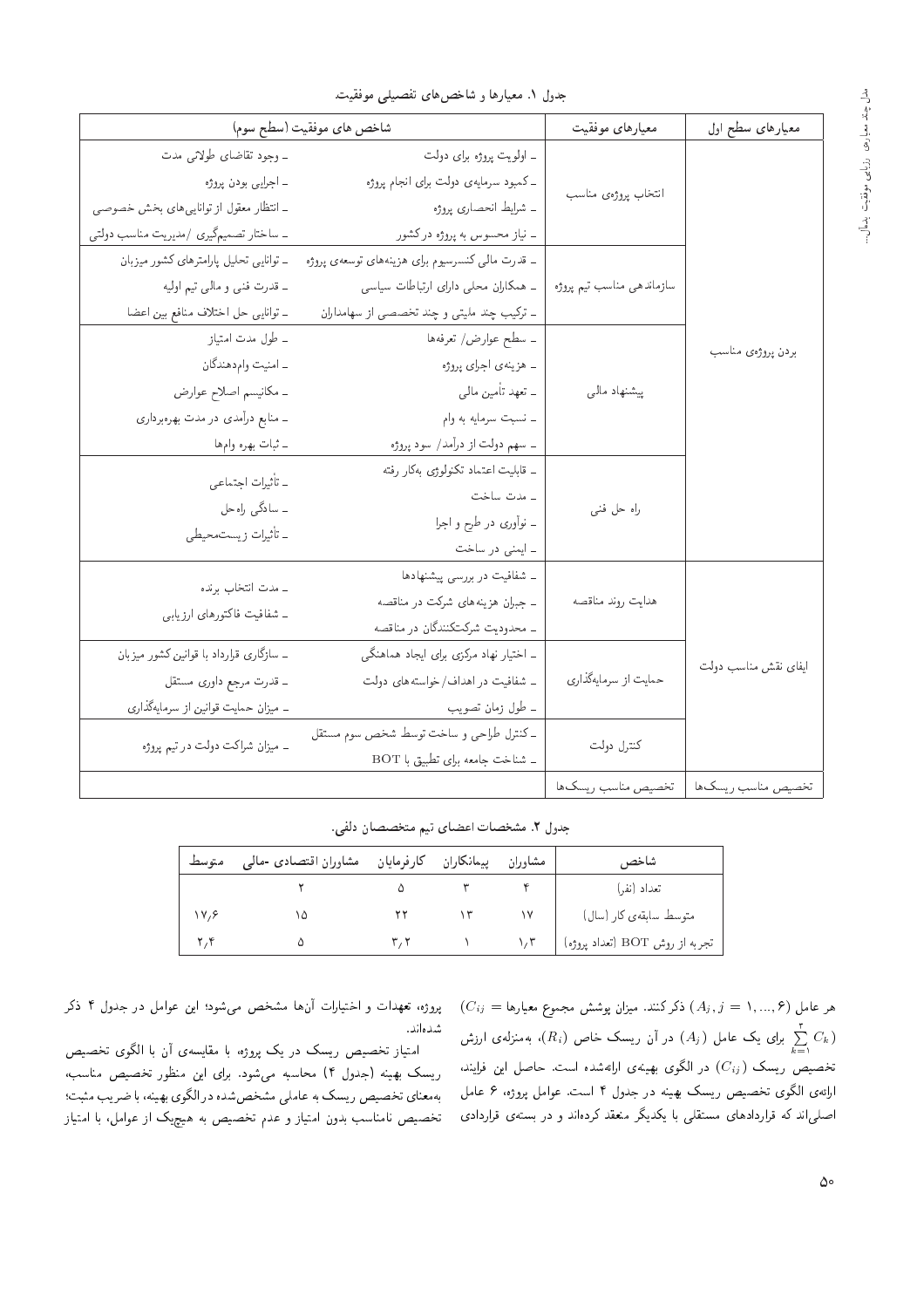جدول ۱. معیارها و شاخص‌های تفصیلی موفقیت.

| معیارهای سطح اول | معیارهای موفقیت | شاخص های موفقیت (سطح سوم) | |
|---|---|---|---|
| بردن پروژه‌ی مناسب | انتخاب پروژه‌ی مناسب | ـ اولویت پروژه برای دولت<br>ـ کمبود سرمایه‌ی دولت برای انجام پروژه<br>ـ شرایط انحصاری پروژه<br>ـ نیاز محسوس به پروژه در کشور | ـ وجود تقاضای طولانی مدت<br>ـ اجرایی بودن پروژه<br>ـ انتظار معقول از توانایی‌های بخش خصوصی<br>ـ ساختار تصمیم‌گیری /مدیریت مناسب دولتی |
| | سازماندهی مناسب تیم پروژه | ـ قدرت مالی کنسرسیوم برای هزینه‌های توسعه‌ی پروژه<br>ـ همکاران محلی دارای ارتباطات سیاسی<br>ـ ترکیب چند ملیتی و چند تخصصی از سهامداران | ـ توانایی تحلیل پارامترهای کشور میزبان<br>ـ قدرت فنی و مالی تیم اولیه<br>ـ توانایی حل اختلاف منافع بین اعضا |
| | پیشنهاد مالی | ـ سطح عوارض/ تعرفه‌ها<br>ـ هزینه‌ی اجرای پروژه<br>ـ تعهد تأمین مالی<br>ـ نسبت سرمایه به وام<br>ـ سهم دولت از درآمد/ سود پروژه | ـ طول مدت امتیاز<br>ـ امنیت وام‌دهندگان<br>ـ مکانیسم اصلاح عوارض<br>ـ منابع درآمدی در مدت بهره‌برداری<br>ـ ثبات بهره وام‌ها |
| | راه حل فنی | ـ قابلیت اعتماد تکنولوژی بکار رفته<br>ـ مدت ساخت<br>ـ نوآوری در طرح و اجرا<br>ـ ایمنی در ساخت | ـ تأثیرات اجتماعی<br>ـ سادگی راه‌حل<br>ـ تأثیرات زیست‌محیطی |
| ایفای نقش مناسب دولت | هدایت روند مناقصه | ـ شفافیت در بررسی پیشنهادها<br>ـ جبران هزینه‌های شرکت در مناقصه<br>ـ محدودیت شرکت‌کنندگان در مناقصه | ـ مدت انتخاب برنده<br>ـ شفافیت فاکتورهای ارزیابی |
| | حمایت از سرمایه‌گذاری | ـ اختیار نهاد مرکزی برای ایجاد هماهنگی<br>ـ شفافیت در اهداف/ خواسته‌های دولت<br>ـ طول زمان تصویب | ـ سازگاری قرارداد با قوانین کشور میزبان<br>ـ قدرت مرجع داوری مستقل<br>ـ میزان حمایت قوانین از سرمایه‌گذاری |
| | کنترل دولت | ـ کنترل طراحی و ساخت توسط شخص سوم مستقل<br>ـ شناخت جامعه برای تطبیق با BOT | ـ میزان شراکت دولت در تیم پروژه |
| تخصیص مناسب ریسک‌ها | تخصیص مناسب ریسک‌ها | | |

جدول ۲. مشخصات اعضای تیم متخصصان دلفی.

| شاخص | مشاوران | پیمانکاران | کارفرمایان | مشاوران اقتصادی ـمالی | متوسط |
|---|---|---|---|---|---|
| تعداد (نفر) | ۴ | ۳ | ۵ | ۲ | |
| متوسط سابقه‌ی کار (سال) | ۱۷ | ۱۳ | ۲۲ | ۱۵ | ۱۷/۶ |
| تجربه از روش BOT (تعداد پروژه) | ۱/۳ | ۱ | ۳/۲ | ۵ | ۲/۴ |

هر عامل $(A_j, j = 1, ..., 6)$ ذکر کنند. میزان پوشش مجموع معیارها $(C_{ij} =$ $(\sum_{k=1}^{2} C_k)$ برای یک عامل $(A_j)$ در آن ریسک خاص $(R_i)$، به‌منزله‌ی ارزش تخصیص ریسک $(C_{ij})$ در الگوی بهینه‌ی ارائه‌شده است. حاصل این فرایند، ارائه‌ی الگوی تخصیص ریسک بهینه در جدول ۴ است. عوامل پروژه، ۶ عامل اصلی‌اند که قراردادهای مستقلی با یکدیگر منعقد کرده‌اند و در بسته‌ی قراردادی پروژه، تعهدات و اختیارات آن‌ها مشخص می‌شود؛ این عوامل در جدول ۴ ذکر شده‌اند.

امتیاز تخصیص ریسک در یک پروژه، با مقایسه‌ی آن با الگوی تخصیص ریسک بهینه (جدول ۴) محاسبه می‌شود. برای این منظور تخصیص مناسب، به‌معنای تخصیص ریسک به عاملی مشخص‌شده در الگوی بهینه، با ضریب مثبت؛ تخصیص نامناسب بدون امتیاز و عدم تخصیص به هیچ‌یک از عوامل، با امتیاز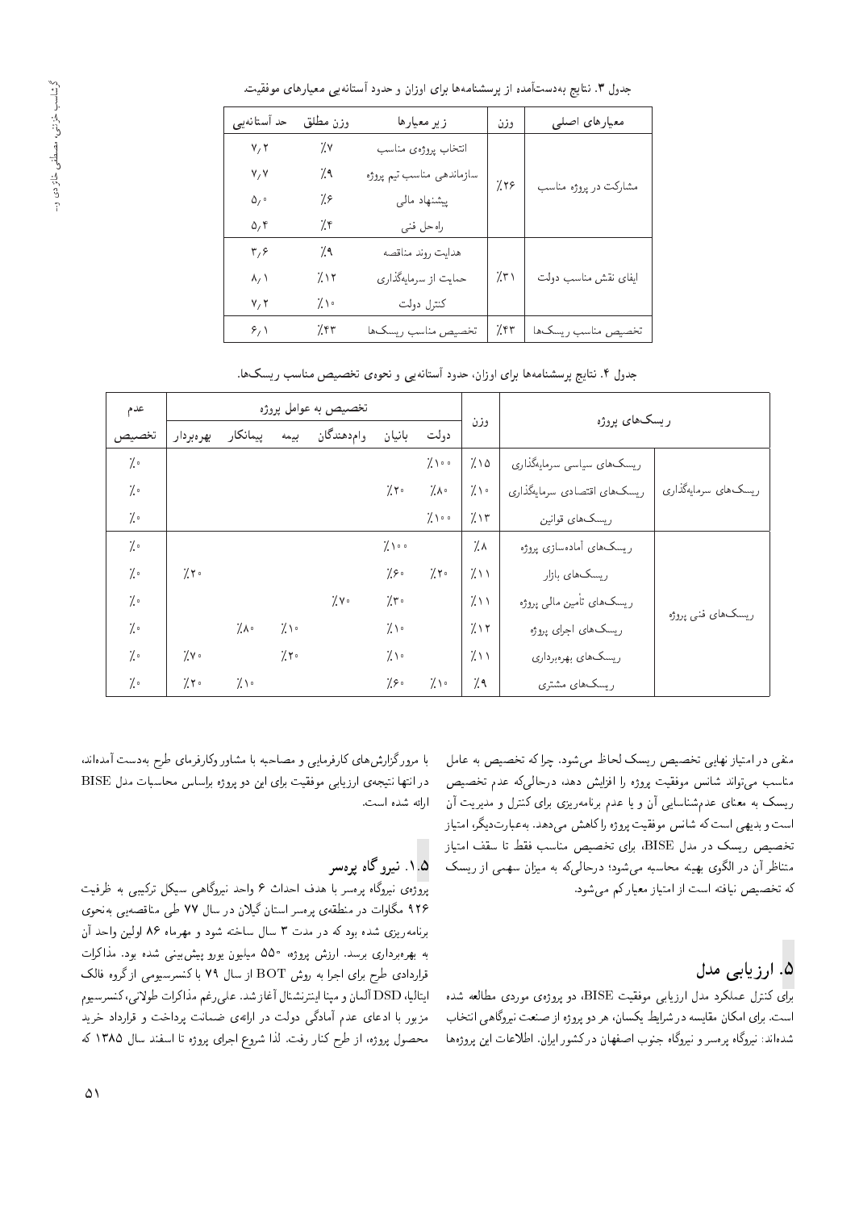جدول ۳. نتایج به‌دست‌آمده از پرسشنامه‌ها برای اوزان و حدود آستانه‌یی معیارهای موفقیت.

| معیارهای اصلی | وزن | زیر معیارها | وزن مطلق | حد آستانه‌یی |
|---|---|---|---|---|
| مشارکت در پروژه مناسب | ۲۶٪ | انتخاب پروژه‌ی مناسب | ۷٪ | ۷٫۲ |
| | | سازماندهی مناسب تیم پروژه | ۹٪ | ۷٫۷ |
| | | پیشنهاد مالی | ۶٪ | ۵٫۰ |
| | | راه‌حل فنی | ۴٪ | ۵٫۴ |
| ایفای نقش مناسب دولت | ۳۱٪ | هدایت روند مناقصه | ۹٪ | ۳٫۶ |
| | | حمایت از سرمایه‌گذاری | ۱۲٪ | ۸٫۱ |
| | | کنترل دولت | ۱۰٪ | ۷٫۲ |
| تخصیص مناسب ریسک‌ها | ۴۳٪ | تخصیص مناسب ریسک‌ها | ۴۳٪ | ۶٫۱ |

جدول ۴. نتایج پرسشنامه‌ها برای اوزان، حدود آستانه‌یی و نحوه‌ی تخصیص مناسب ریسک‌ها.

| ریسک‌های پروژه | | وزن | تخصیص به عوامل پروژه | | | | | | عدم تخصیص |
|---|---|---|---|---|---|---|---|---|---|
| | | | دولت | بانیان | وام‌دهندگان | بیمه | پیمانکار | بهره‌بردار | |
| ریسک‌های سرمایه‌گذاری | ریسک‌های سیاسی سرمایه‌گذاری | ۱۵٪ | ۱۰۰٪ | | | | | | ۰٪ |
| | ریسک‌های اقتصادی سرمایه‌گذاری | ۱۰٪ | ۸۰٪ | ۲۰٪ | | | | | ۰٪ |
| | ریسک‌های قوانین | ۱۳٪ | ۱۰۰٪ | | | | | | ۰٪ |
| ریسک‌های فنی پروژه | ریسک‌های آماده‌سازی پروژه | ۸٪ | | ۱۰۰٪ | | | | | ۰٪ |
| | ریسک‌های بازار | ۱۱٪ | ۲۰٪ | ۶۰٪ | | | | ۲۰٪ | ۰٪ |
| | ریسک‌های تأمین مالی پروژه | ۱۱٪ | | ۳۰٪ | ۷۰٪ | | | | ۰٪ |
| | ریسک‌های اجرای پروژه | ۱۲٪ | | ۱۰٪ | | ۱۰٪ | ۸۰٪ | | ۰٪ |
| | ریسک‌های بهره‌برداری | ۱۱٪ | | ۱۰٪ | | ۲۰٪ | | ۷۰٪ | ۰٪ |
| | ریسک‌های مشتری | ۹٪ | ۱۰٪ | ۶۰٪ | | | ۱۰٪ | ۲۰٪ | ۰٪ |

منفی در امتیاز نهایی تخصیص ریسک لحاظ می‌شود. چراکه تخصیص به عامل مناسب می‌تواند شانس موفقیت پروژه را افزایش دهد، درحالی‌که عدم تخصیص ریسک به معنای عدم‌شناسایی آن و یا عدم برنامه‌ریزی برای کنترل و مدیریت آن است و بدیهی است که شانس موفقیت پروژه را کاهش می‌دهد. به‌عبارت‌دیگر، امتیاز تخصیص ریسک در مدل BISE، برای تخصیص مناسب فقط تا سقف امتیاز متناظر آن در الگوی بهینه محاسبه می‌شود؛ درحالی‌که به میزان سهمی از ریسک که تخصیص نیافته است از امتیاز معیار کم می‌شود.

## ۵. ارزیابی مدل

برای کنترل عملکرد مدل ارزیابی موفقیت BISE، دو پروژه‌ی موردی مطالعه شده است. برای امکان مقایسه در شرایط یکسان، هر دو پروژه از صنعت نیروگاهی انتخاب شده‌اند: نیروگاه پرسر و نیروگاه جنوب اصفهان در کشور ایران. اطلاعات این پروژه‌ها با مرور گزارش‌های کارفرمایی و مصاحبه با مشاور وکارفرمای طرح به‌دست آمده‌اند، در انتها نتیجه‌ی ارزیابی موفقیت برای این دو پروژه براساس محاسبات مدل BISE ارائه شده است.

### ۱.۵. نیروگاه پرسر

پروژه‌ی نیروگاه پرسر با هدف احداث ۶ واحد نیروگاهی سیکل ترکیبی به ظرفیت ۹۲۶ مگاوات در منطقه‌ی پرسر استان گیلان در سال ۷۷ طی مناقصه‌یی به‌نحوی برنامه‌ریزی شده بود که در مدت ۳ سال ساخته شود و مهرماه ۸۶ اولین واحد آن به بهره‌برداری برسد. ارزش پروژه، ۵۵۰ میلیون یورو پیش‌بینی شده بود. مذاکرات قراردادی طرح برای اجرا به روش BOT از سال ۷۹ با کنسرسیومی از گروه فالک ایتالیا، DSD آلمان و مپنا اینترنشنال آغاز شد. علی‌رغم مذاکرات طولانی، کنسرسیوم مزبور با ادعای عدم آمادگی دولت در ارائه‌ی ضمانت پرداخت و قرارداد خرید محصول پروژه، از طرح کنار رفت. لذا شروع اجرای پروژه تا اسفند سال ۱۳۸۵ که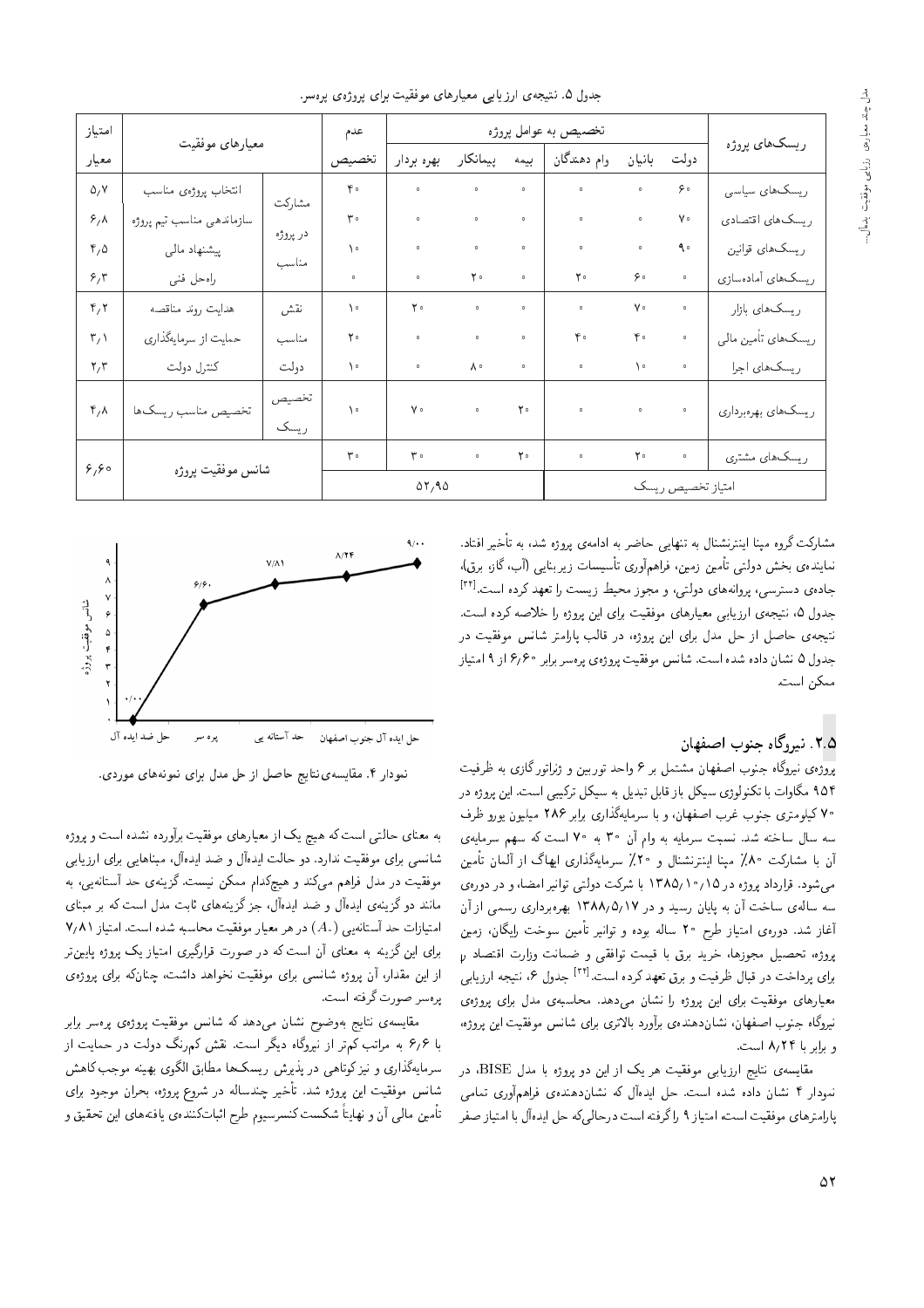جدول ۵. نتیجه‌ی ارزیابی معیارهای موفقیت برای پروژه‌ی پره‌سر.

| ریسک‌های پروژه | تخصیص به عوامل پروژه: دولت | بانیان | وام دهندگان | بیمه | پیمانکار | بهره بردار | عدم تخصیص | معیارهای موفقیت | | امتیاز معیار |
|---|---|---|---|---|---|---|---|---|---|---|
| ریسک‌های سیاسی | ۶۰ | ۰ | ۰ | ۰ | ۰ | ۰ | ۴۰ | مشارکت در پروژه مناسب | انتخاب پروژه‌ی مناسب | ۵/۷ |
| ریسک‌های اقتصادی | ۷۰ | ۰ | ۰ | ۰ | ۰ | ۰ | ۳۰ | | سازماندهی مناسب تیم پروژه | ۶/۸ |
| ریسک‌های قوانین | ۹۰ | ۰ | ۰ | ۰ | ۰ | ۰ | ۱۰ | | پیشنهاد مالی | ۴/۵ |
| ریسک‌های آماده‌سازی | ۰ | ۶۰ | ۲۰ | ۰ | ۲۰ | ۰ | ۰ | | راه‌حل فنی | ۶/۳ |
| ریسک‌های بازار | ۰ | ۷۰ | ۰ | ۰ | ۰ | ۲۰ | ۱۰ | نقش مناسب دولت | هدایت روند مناقصه | ۴/۲ |
| ریسک‌های تأمین مالی | ۰ | ۴۰ | ۴۰ | ۰ | ۰ | ۰ | ۲۰ | | حمایت از سرمایه‌گذاری | ۳/۱ |
| ریسک‌های اجرا | ۰ | ۱۰ | ۰ | ۰ | ۸۰ | ۰ | ۱۰ | | کنترل دولت | ۲/۳ |
| ریسک‌های بهره‌برداری | ۰ | ۰ | ۰ | ۲۰ | ۰ | ۷۰ | ۱۰ | تخصیص ریسک | تخصیص مناسب ریسک‌ها | ۴/۸ |
| ریسک‌های مشتری | ۰ | ۲۰ | ۰ | ۲۰ | ۰ | ۳۰ | ۳۰ | شانس موفقیت پروژه | | ۶/۶۰ |
| امتیاز تخصیص ریسک | | | | | ۵۲/۹۵ | | | | | |

مشارکت گروه مپنا اینترنشنال به تنهایی حاضر به ادامه‌ی پروژه شد، به تأخیر افتاد. نماینده‌ی بخش دولتی تأمین زمین، فراهم‌آوری تأسیسات زیربنایی (آب، گاز، برق)، جاده‌ی دسترسی، پروانه‌های دولتی، و مجوز محیط زیست را تعهد کرده است.[۳۲] جدول ۵، نتیجه‌ی ارزیابی معیارهای موفقیت برای این پروژه را خلاصه کرده است. نتیجه‌ی حاصل از حل مدل برای این پروژه، در قالب پارامتر شانس موفقیت در جدول ۵ نشان داده شده است. شانس موفقیت پروژه‌ی پره‌سر برابر ۶/۶۰ از ۹ امتیاز ممکن است.

## ۲.۵. نیروگاه جنوب اصفهان

پروژه‌ی نیروگاه جنوب اصفهان مشتمل بر ۶ واحد توربین و ژنراتور گازی به ظرفیت ۹۵۴ مگاوات با تکنولوژی سیکل باز قابل تبدیل به سیکل ترکیبی است. این پروژه در ۷۰ کیلومتری جنوب غرب اصفهان، و با سرمایه‌گذاری برابر ۲۸۶ میلیون یورو ظرف سه سال ساخته شد. نسبت سرمایه به وام آن ۳۰ به ۷۰ است که سهم سرمایه‌ی آن با مشارکت ۸۰٪ مپنا اینترنشنال و ۲۰٪ سرمایه‌گذاری ایهاگ از آلمان تأمین می‌شود. قرارداد پروژه در ۱۳۸۵/۱۰/۱۵ با شرکت دولتی توانیر امضا، و در دوره‌ی سه ساله‌ی ساخت آن به پایان رسید و در ۱۳۸۸/۵/۱۷ بهره‌برداری رسمی از آن آغاز شد. دوره‌ی امتیاز طرح ۲۰ ساله بوده و توانیر تأمین سوخت رایگان، زمین پروژه، تحصیل مجوزها، خرید برق با قیمت توافقی و ضمانت وزارت اقتصاد برای پرداخت در قبال ظرفیت و برق تعهد کرده است.[۳۳] جدول ۶، نتیجه ارزیابی معیارهای موفقیت برای این پروژه را نشان می‌دهد. محاسبه‌ی مدل برای پروژه‌ی نیروگاه جنوب اصفهان، نشان‌دهنده‌ی برآورد بالاتری برای شانس موفقیت این پروژه، و برابر با ۸/۲۴ است.

مقایسه‌ی نتایج ارزیابی موفقیت هر یک از این دو پروژه با مدل BISE، در نمودار ۴ نشان داده شده است. حل ایده‌آل که نشان‌دهنده‌ی فراهم‌آوری تمامی پارامترهای موفقیت است، امتیاز ۹ را گرفته است درحالی‌که حل ایده‌آل با امتیاز صفر به معنای حالتی است که هیچ یک از معیارهای موفقیت برآورده نشده است و پروژه شانسی برای موفقیت ندارد. دو حالت ایده‌آل و ضد ایده‌آل، مبناهایی برای ارزیابی موفقیت در مدل فراهم می‌کند و هیچ‌کدام ممکن نیست. گزینه‌ی حد آستانه‌یی، به مانند دو گزینه‌ی ایده‌آل و ضد ایده‌آل، جز گزینه‌های ثابت مدل است که بر مبنای امتیازات حد آستانه‌یی ($A_0$) در هر معیار موفقیت محاسبه شده است. امتیاز ۷/۸۱ برای این گزینه به معنای آن است که در صورت قرارگیری امتیاز یک پروژه پایین‌تر از این مقدار، آن پروژه شانسی برای موفقیت نخواهد داشت، چنان‌که برای پروژه‌ی پره‌سر صورت گرفته است.

نمودار ۴. مقایسه‌ی نتایج حاصل از حل مدل برای نمونه‌های موردی.

مقایسه‌ی نتایج به‌وضوح نشان می‌دهد که شانس موفقیت پروژه‌ی پره‌سر برابر با ۶/۶ به مراتب کم‌تر از نیروگاه دیگر است. نقش کم‌رنگ دولت در حمایت از سرمایه‌گذاری و نیز کوتاهی در پذیرش ریسک‌ها مطابق الگوی بهینه موجب کاهش شانس موفقیت این پروژه شد. تأخیر چندساله در شروع پروژه، بحران موجود برای تأمین مالی آن و نهایتاً شکست کنسرسیوم طرح اثبات‌کننده‌ی یافته‌های این تحقیق و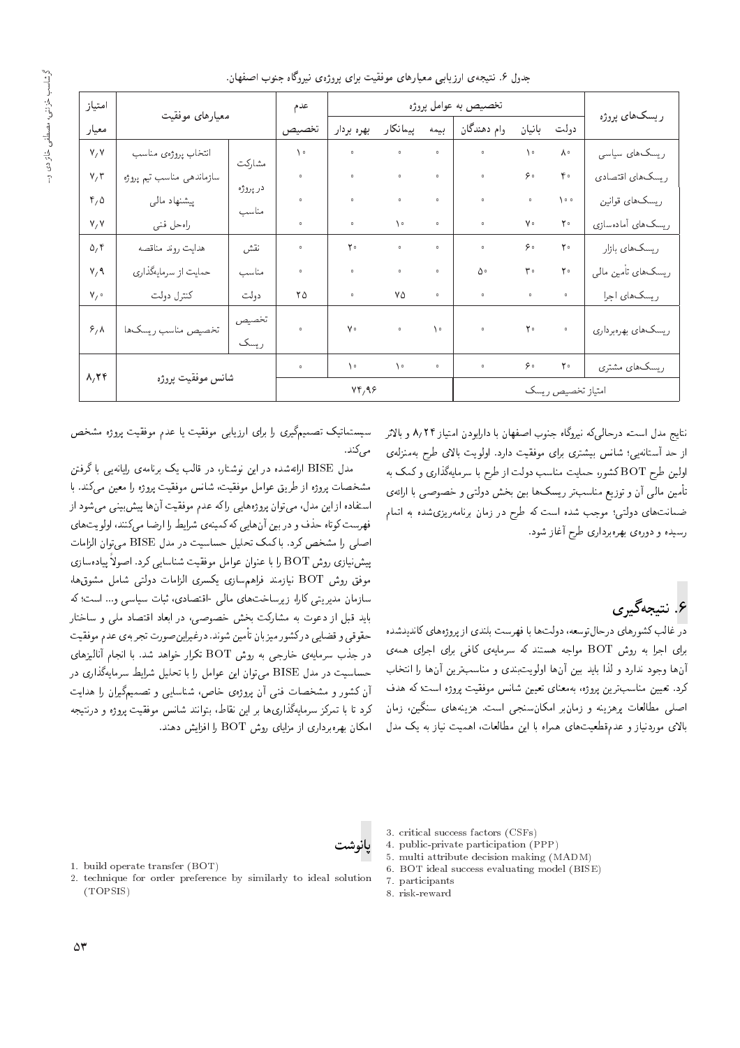جدول ۶. نتیجه‌ی ارزیابی معیارهای موفقیت برای پروژه‌ی نیروگاه جنوب اصفهان.

| ریسک‌های پروژه | تخصیص به عوامل پروژه | | | | | | عدم تخصیص | معیارهای موفقیت | | امتیاز معیار |
|---|---|---|---|---|---|---|---|---|---|---|
| | دولت | بانیان | وام دهندگان | بیمه | پیمانکار | بهره بردار | | | | |
| ریسک‌های سیاسی | ۸۰ | ۱۰ | ۰ | ۰ | ۰ | ۰ | ۱۰ | مشارکت در پروژه مناسب | انتخاب پروژه‌ی مناسب | ۷/۷ |
| ریسک‌های اقتصادی | ۴۰ | ۶۰ | ۰ | ۰ | ۰ | ۰ | ۰ | | سازماندهی مناسب تیم پروژه | ۷/۳ |
| ریسک‌های قوانین | ۱۰۰ | ۰ | ۰ | ۰ | ۰ | ۰ | ۰ | | پیشنهاد مالی | ۴/۵ |
| ریسک‌های آماده‌سازی | ۲۰ | ۷۰ | ۰ | ۰ | ۱۰ | ۰ | ۰ | | راه‌حل فنی | ۷/۷ |
| ریسک‌های بازار | ۲۰ | ۶۰ | ۰ | ۰ | ۰ | ۲۰ | ۰ | نقش مناسب دولت | هدایت روند مناقصه | ۵/۴ |
| ریسک‌های تأمین مالی | ۲۰ | ۳۰ | ۵۰ | ۰ | ۰ | ۰ | ۰ | | حمایت از سرمایه‌گذاری | ۷/۹ |
| ریسک‌های اجرا | ۰ | ۰ | ۰ | ۰ | ۷۵ | ۰ | ۲۵ | | کنترل دولت | ۷/۰ |
| ریسک‌های بهره‌برداری | ۰ | ۲۰ | ۰ | ۱۰ | ۰ | ۷۰ | ۰ | تخصیص ریسک | تخصیص مناسب ریسک‌ها | ۶/۸ |
| ریسک‌های مشتری | ۲۰ | ۶۰ | ۰ | ۰ | ۱۰ | ۱۰ | ۰ | شانس موفقیت پروژه | | ۸/۲۴ |
| امتیاز تخصیص ریسک | | | | ۷۴/۹۶ | | | | | | |

نتایج مدل است. درحالی‌که نیروگاه جنوب اصفهان با دارابودن امتیاز ۸/۲۴ و بالاتر از حد آستانه‌یی؛ شانس بیشتری برای موفقیت دارد. اولویت بالای طرح به‌منزله‌ی اولین طرح BOT کشور، حمایت مناسب دولت از طرح با سرمایه‌گذاری و کمک به تأمین مالی آن و توزیع مناسب‌تر ریسک‌ها بین بخش دولتی و خصوصی با ارائه‌ی ضمانت‌های دولتی؛ موجب شده است که طرح در زمان برنامه‌ریزی‌شده به اتمام رسیده و دوره‌ی بهره‌برداری طرح آغاز شود.

## ۶. نتیجه‌گیری

در غالب کشورهای درحال‌توسعه، دولت‌ها با فهرست بلندی از پروژه‌های کاندیدشده برای اجرا به روش BOT مواجه هستند که سرمایه‌ی کافی برای اجرای همه‌ی آن‌ها وجود ندارد و لذا باید بین آن‌ها اولویت‌بندی و مناسب‌ترین آن‌ها را انتخاب کرد. تعیین مناسب‌ترین پروژه، به‌معنای تعیین شانس موفقیت پروژه است؛ که هدف اصلی مطالعات پرهزینه و زمان‌بر امکان‌سنجی است. هزینه‌های سنگین، زمان بالای موردنیاز و عدم‌قطعیت‌های همراه با این مطالعات، اهمیت نیاز به یک مدل سیستماتیک تصمیم‌گیری را برای ارزیابی موفقیت یا عدم موفقیت پروژه مشخص می‌کند.

مدل BISE ارائه‌شده در این نوشتار، در قالب یک برنامه‌ی رایانه‌یی با گرفتن مشخصات پروژه از طریق عوامل موفقیت، شانس موفقیت پروژه را معین می‌کند. با استفاده از این مدل، می‌توان پروژه‌هایی راکه عدم موفقیت آن‌ها پیش‌بینی می‌شود از فهرست کوتاه حذف و در بین آن‌هایی که کمینه‌ی شرایط را ارضا می‌کنند، اولویت‌های اصلی را مشخص کرد. با کمک تحلیل حساسیت در مدل BISE می‌توان الزامات پیش‌نیازی روش BOT را با عنوان عوامل موفقیت شناسایی کرد. اصولاً پیاده‌سازی موفق روش BOT نیازمند فراهم‌سازی یکسری الزامات دولتی شامل مشوق‌ها، سازمان مدیریتی کارا، زیرساخت‌های مالی -اقتصادی، ثبات سیاسی و... است؛ که باید قبل از دعوت به مشارکت بخش خصوصی، در ابعاد اقتصاد ملی و ساختار حقوقی و قضایی درکشور میزبان تأمین شوند. درغیراین‌صورت تجربه‌ی عدم موفقیت در جذب سرمایه‌ی خارجی به روش BOT تکرار خواهد شد. با انجام آنالیزهای حساسیت در مدل BISE می‌توان این عوامل را با تحلیل شرایط سرمایه‌گذاری در آن کشور و مشخصات فنی آن پروژه‌ی خاص، شناسایی و تصمیم‌گیران را هدایت کرد تا با تمرکز سرمایه‌گذاری‌ها بر این نقاط، بتوانند شانس موفقیت پروژه و درنتیجه امکان بهره‌برداری از مزایای روش BOT را افزایش دهند.

### پانوشت

1. build operate transfer (BOT)
2. technique for order preference by similarly to ideal solution (TOPSIS)
3. critical success factors (CSFs)
4. public-private participation (PPP)
5. multi attribute decision making (MADM)
6. BOT ideal success evaluating model (BISE)
7. participants
8. risk-reward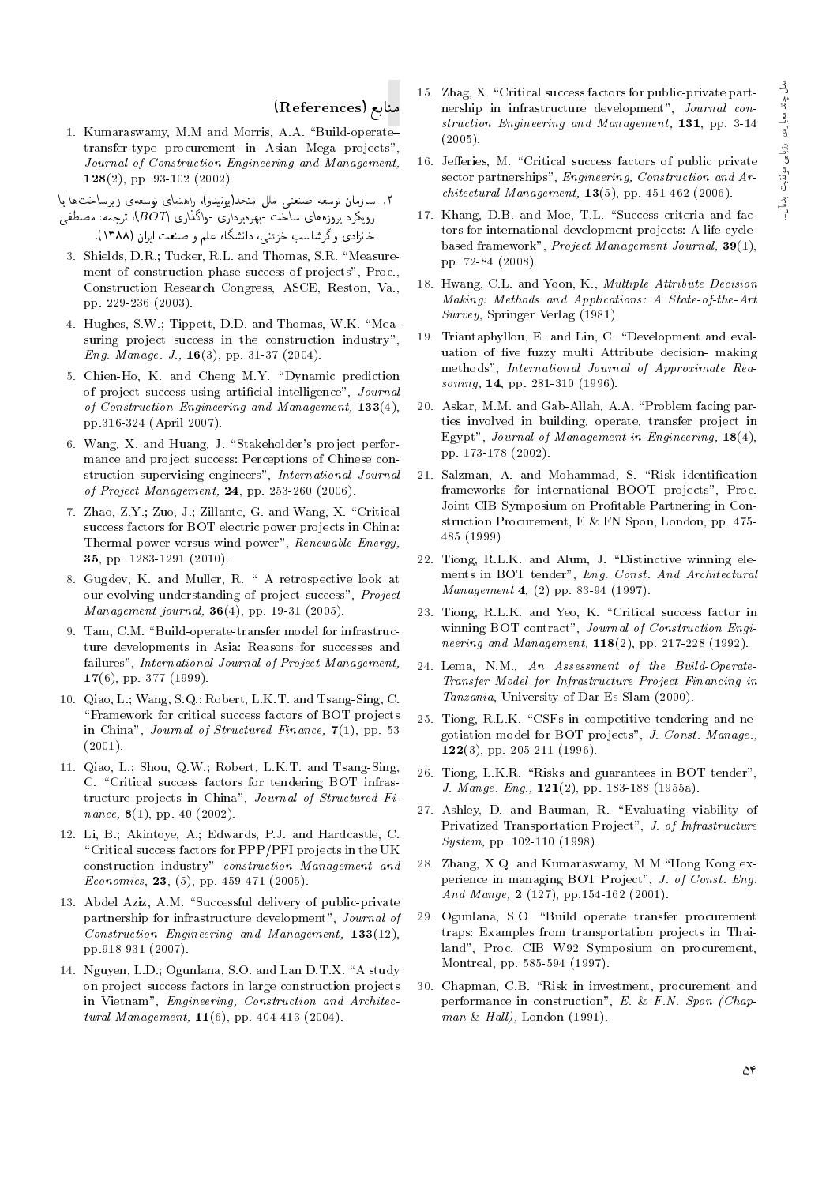## منابع (References)

1. Kumaraswamy, M.M and Morris, A.A. "Build-operate-transfer-type procurement in Asian Mega projects", *Journal of Construction Engineering and Management,* **128**(2), pp. 93-102 (2002).

2. سازمان توسعه صنعتی ملل متحد(یونیدو)، راهنمای توسعه‌ی زیرساخت‌ها با رویکرد پروژه‌های ساخت -بهره‌برداری -واگذاری (*BOT*)، ترجمه: مصطفی خانزادی و گرشاسب خزائنی، دانشگاه علم و صنعت ایران (۱۳۸۸).

3. Shields, D.R.; Tucker, R.L. and Thomas, S.R. "Measurement of construction phase success of projects", Proc., Construction Research Congress, ASCE, Reston, Va., pp. 229-236 (2003).

4. Hughes, S.W.; Tippett, D.D. and Thomas, W.K. "Measuring project success in the construction industry", *Eng. Manage. J.,* **16**(3), pp. 31-37 (2004).

5. Chien-Ho, K. and Cheng M.Y. "Dynamic prediction of project success using artificial intelligence", *Journal of Construction Engineering and Management,* **133**(4), pp.316-324 (April 2007).

6. Wang, X. and Huang, J. "Stakeholder's project performance and project success: Perceptions of Chinese construction supervising engineers", *International Journal of Project Management,* **24**, pp. 253-260 (2006).

7. Zhao, Z.Y.; Zuo, J.; Zillante, G. and Wang, X. "Critical success factors for BOT electric power projects in China: Thermal power versus wind power", *Renewable Energy,* **35**, pp. 1283-1291 (2010).

8. Gugdev, K. and Muller, R. " A retrospective look at our evolving understanding of project success", *Project Management journal,* **36**(4), pp. 19-31 (2005).

9. Tam, C.M. "Build-operate-transfer model for infrastructure developments in Asia: Reasons for successes and failures", *International Journal of Project Management,* **17**(6), pp. 377 (1999).

10. Qiao, L.; Wang, S.Q.; Robert, L.K.T. and Tsang-Sing, C. "Framework for critical success factors of BOT projects in China", *Journal of Structured Finance,* **7**(1), pp. 53 (2001).

11. Qiao, L.; Shou, Q.W.; Robert, L.K.T. and Tsang-Sing, C. "Critical success factors for tendering BOT infrastructure projects in China", *Journal of Structured Finance,* **8**(1), pp. 40 (2002).

12. Li, B.; Akintoye, A.; Edwards, P.J. and Hardcastle, C. "Critical success factors for PPP/PFI projects in the UK construction industry" *construction Management and Economics,* **23**, (5), pp. 459-471 (2005).

13. Abdel Aziz, A.M. "Successful delivery of public-private partnership for infrastructure development", *Journal of Construction Engineering and Management,* **133**(12), pp.918-931 (2007).

14. Nguyen, L.D.; Ogunlana, S.O. and Lan D.T.X. "A study on project success factors in large construction projects in Vietnam", *Engineering, Construction and Architectural Management,* **11**(6), pp. 404-413 (2004).

15. Zhag, X. "Critical success factors for public-private partnership in infrastructure development", *Journal construction Engineering and Management,* **131**, pp. 3-14 (2005).

16. Jefferies, M. "Critical success factors of public private sector partnerships", *Engineering, Construction and Architectural Management,* **13**(5), pp. 451-462 (2006).

17. Khang, D.B. and Moe, T.L. "Success criteria and factors for international development projects: A life-cycle-based framework", *Project Management Journal,* **39**(1), pp. 72-84 (2008).

18. Hwang, C.L. and Yoon, K., *Multiple Attribute Decision Making: Methods and Applications: A State-of-the-Art Survey,* Springer Verlag (1981).

19. Triantaphyllou, E. and Lin, C. "Development and evaluation of five fuzzy multi Attribute decision- making methods", *International Journal of Approximate Reasoning,* **14**, pp. 281-310 (1996).

20. Askar, M.M. and Gab-Allah, A.A. "Problem facing parties involved in building, operate, transfer project in Egypt", *Journal of Management in Engineering,* **18**(4), pp. 173-178 (2002).

21. Salzman, A. and Mohammad, S. "Risk identification frameworks for international BOOT projects", Proc. Joint CIB Symposium on Profitable Partnering in Construction Procurement, E & FN Spon, London, pp. 475-485 (1999).

22. Tiong, R.L.K. and Alum, J. "Distinctive winning elements in BOT tender", *Eng. Const. And Architectural Management* **4**, (2) pp. 83-94 (1997).

23. Tiong, R.L.K. and Yeo, K. "Critical success factor in winning BOT contract", *Journal of Construction Engineering and Management,* **118**(2), pp. 217-228 (1992).

24. Lema, N.M., *An Assessment of the Build-Operate-Transfer Model for Infrastructure Project Financing in Tanzania,* University of Dar Es Slam (2000).

25. Tiong, R.L.K. "CSFs in competitive tendering and negotiation model for BOT projects", *J. Const. Manage.,* **122**(3), pp. 205-211 (1996).

26. Tiong, L.K.R. "Risks and guarantees in BOT tender", *J. Mange. Eng.,* **121**(2), pp. 183-188 (1955a).

27. Ashley, D. and Bauman, R. "Evaluating viability of Privatized Transportation Project", *J. of Infrastructure System,* pp. 102-110 (1998).

28. Zhang, X.Q. and Kumaraswamy, M.M."Hong Kong experience in managing BOT Project", *J. of Const. Eng. And Mange,* **2** (127), pp.154-162 (2001).

29. Ogunlana, S.O. "Build operate transfer procurement traps: Examples from transportation projects in Thailand", Proc. CIB W92 Symposium on procurement, Montreal, pp. 585-594 (1997).

30. Chapman, C.B. "Risk in investment, procurement and performance in construction", *E. & F.N. Spon (Chapman & Hall),* London (1991).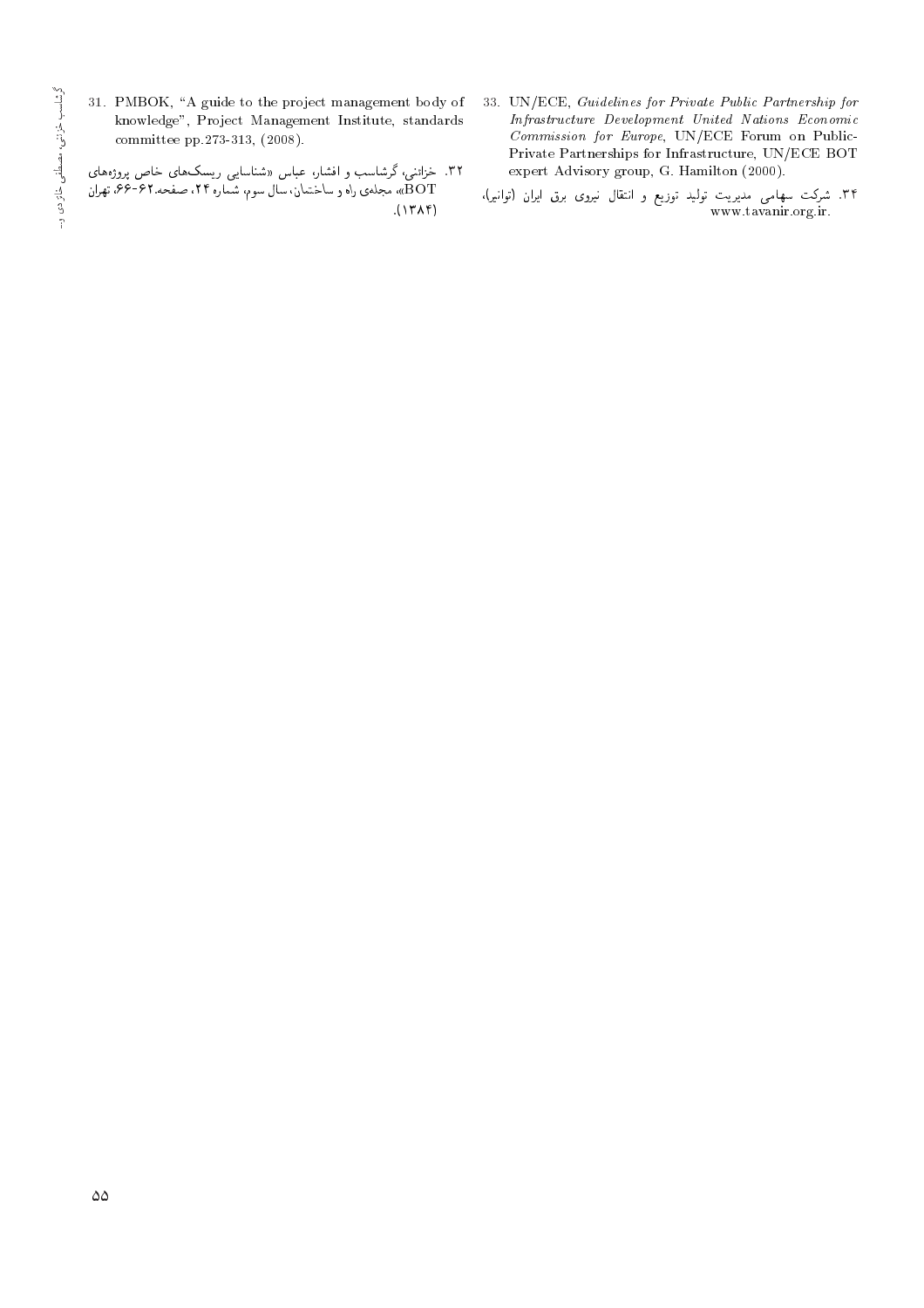31. PMBOK, "A guide to the project management body of knowledge", Project Management Institute, standards committee pp.273-313, (2008).

۳۲. خزائنی، گرشاسب و افشار، عباس «شناسایی ریسک‌های خاص پروژه‌های BOT»، مجله‌ی راه و ساختمان، سال سوم، شماره ۲۴، صفحه ۶۲-۶۶، تهران (۱۳۸۴).

33. UN/ECE, *Guidelines for Private Public Partnership for Infrastructure Development United Nations Economic Commission for Europe*, UN/ECE Forum on Public-Private Partnerships for Infrastructure, UN/ECE BOT expert Advisory group, G. Hamilton (2000).

۳۴. شرکت سهامی مدیریت تولید توزیع و انتقال نیروی برق ایران (توانیر)، www.tavanir.org.ir.